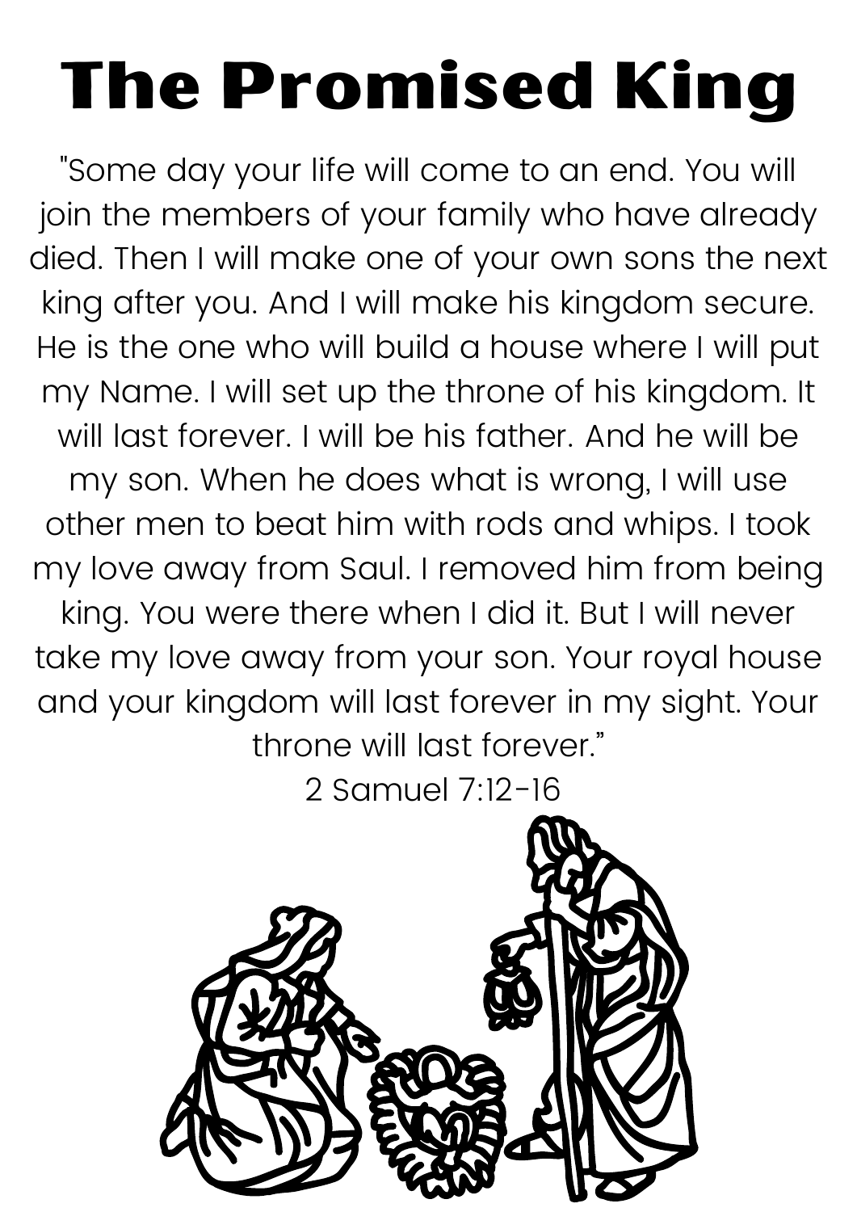# The Promised King

"Some day your life will come to an end. You will join the members of your family who have already died. Then I will make one of your own sons the next king after you. And I will make his kingdom secure. He is the one who will build a house where I will put my Name. I will set up the throne of his kingdom. It will last forever. I will be his father. And he will be my son. When he does what is wrong, I will use other men to beat him with rods and whips. I took my love away from Saul. I removed him from being king. You were there when I did it. But I will never take my love away from your son. Your royal house and your kingdom will last forever in my sight. Your throne will last forever."

2 Samuel 7:12-16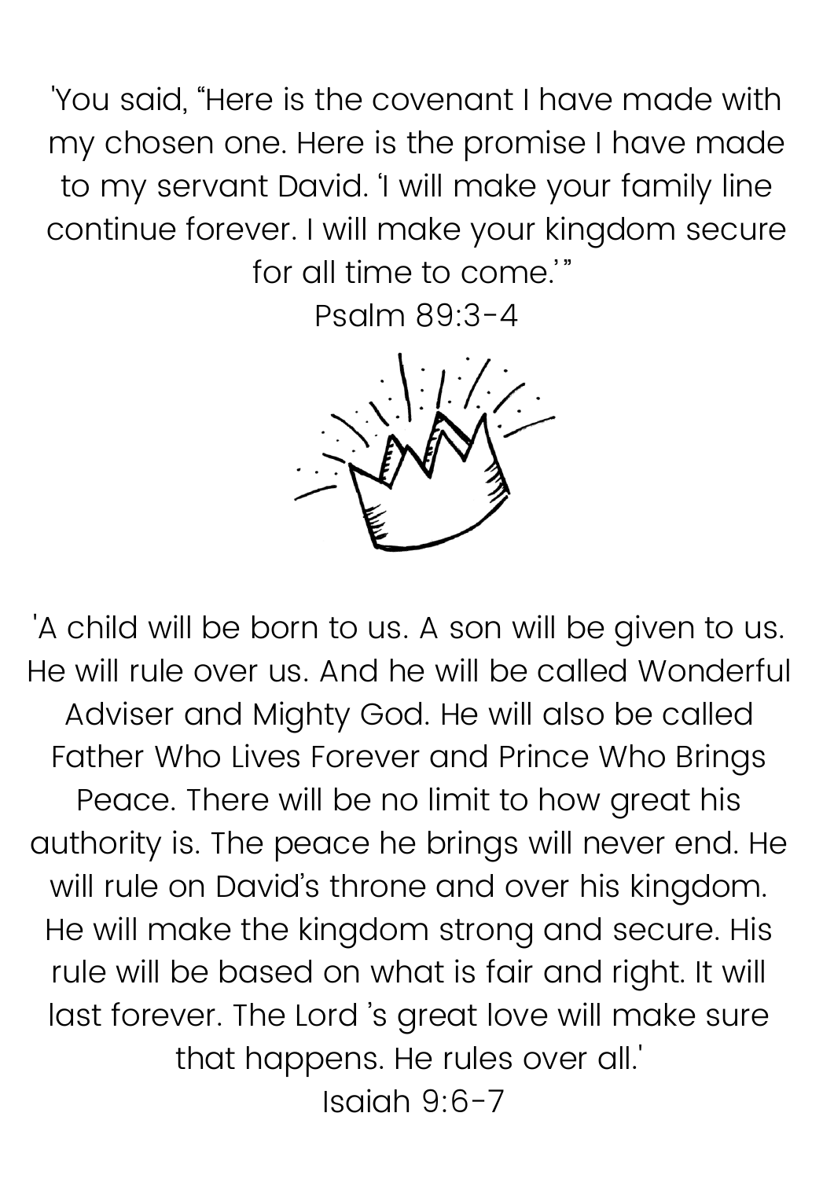'You said, "Here is the covenant I have made with my chosen one. Here is the promise I have made to my servant David. 'I will make your family line continue forever. I will make your kingdom secure for all time to come.'"
Psalm 89:3-4

'A child will be born to us. A son will be given to us. He will rule over us. And he will be called Wonderful Adviser and Mighty God. He will also be called Father Who Lives Forever and Prince Who Brings Peace. There will be no limit to how great his authority is. The peace he brings will never end. He will rule on David's throne and over his kingdom. He will make the kingdom strong and secure. His rule will be based on what is fair and right. It will last forever. The Lord 's great love will make sure that happens. He rules over all.'
Isaiah 9:6-7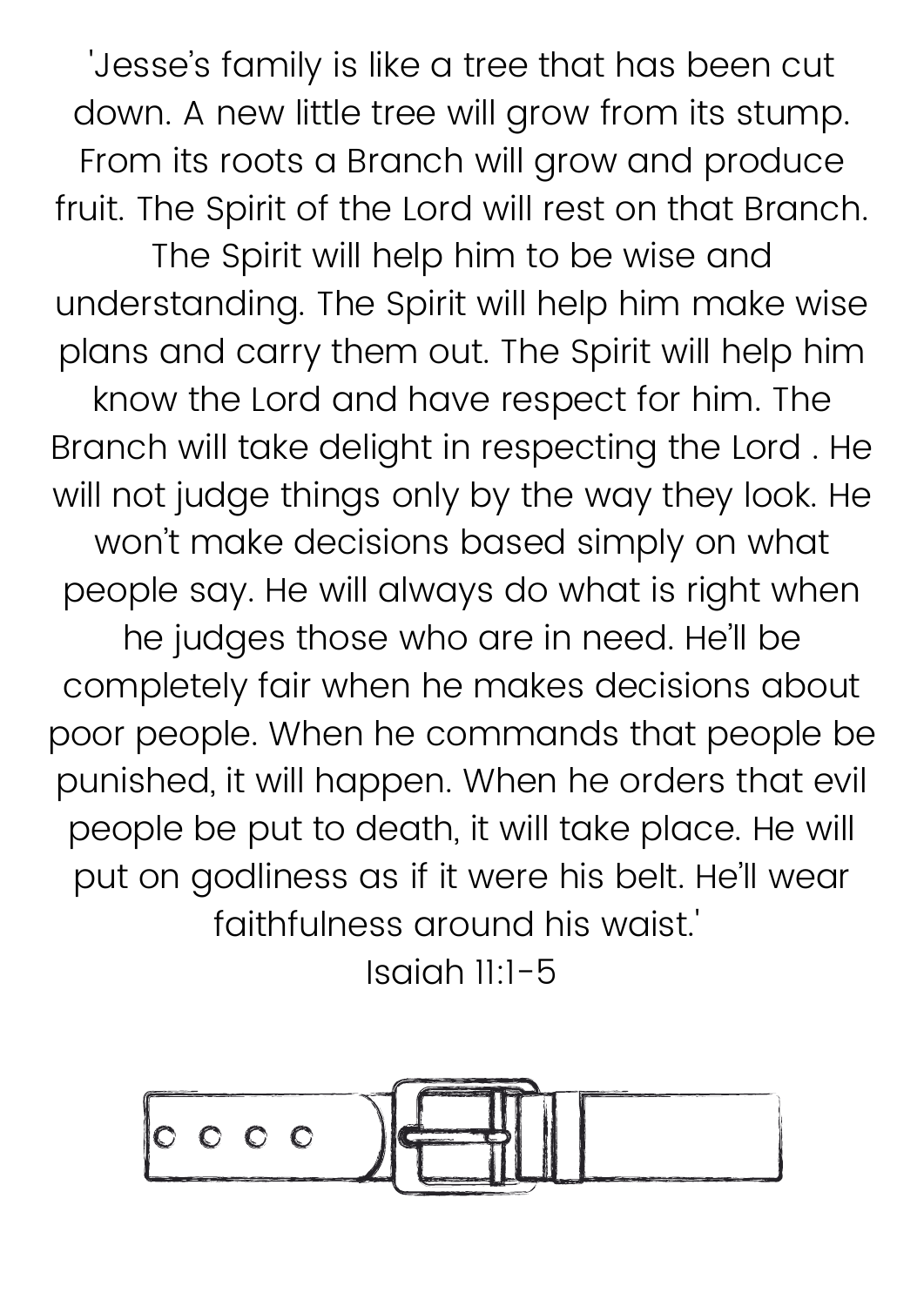'Jesse's family is like a tree that has been cut down. A new little tree will grow from its stump. From its roots a Branch will grow and produce fruit. The Spirit of the Lord will rest on that Branch. The Spirit will help him to be wise and understanding. The Spirit will help him make wise plans and carry them out. The Spirit will help him know the Lord and have respect for him. The Branch will take delight in respecting the Lord . He will not judge things only by the way they look. He won't make decisions based simply on what people say. He will always do what is right when he judges those who are in need. He'll be completely fair when he makes decisions about poor people. When he commands that people be punished, it will happen. When he orders that evil people be put to death, it will take place. He will put on godliness as if it were his belt. He'll wear faithfulness around his waist.'

Isaiah 11:1-5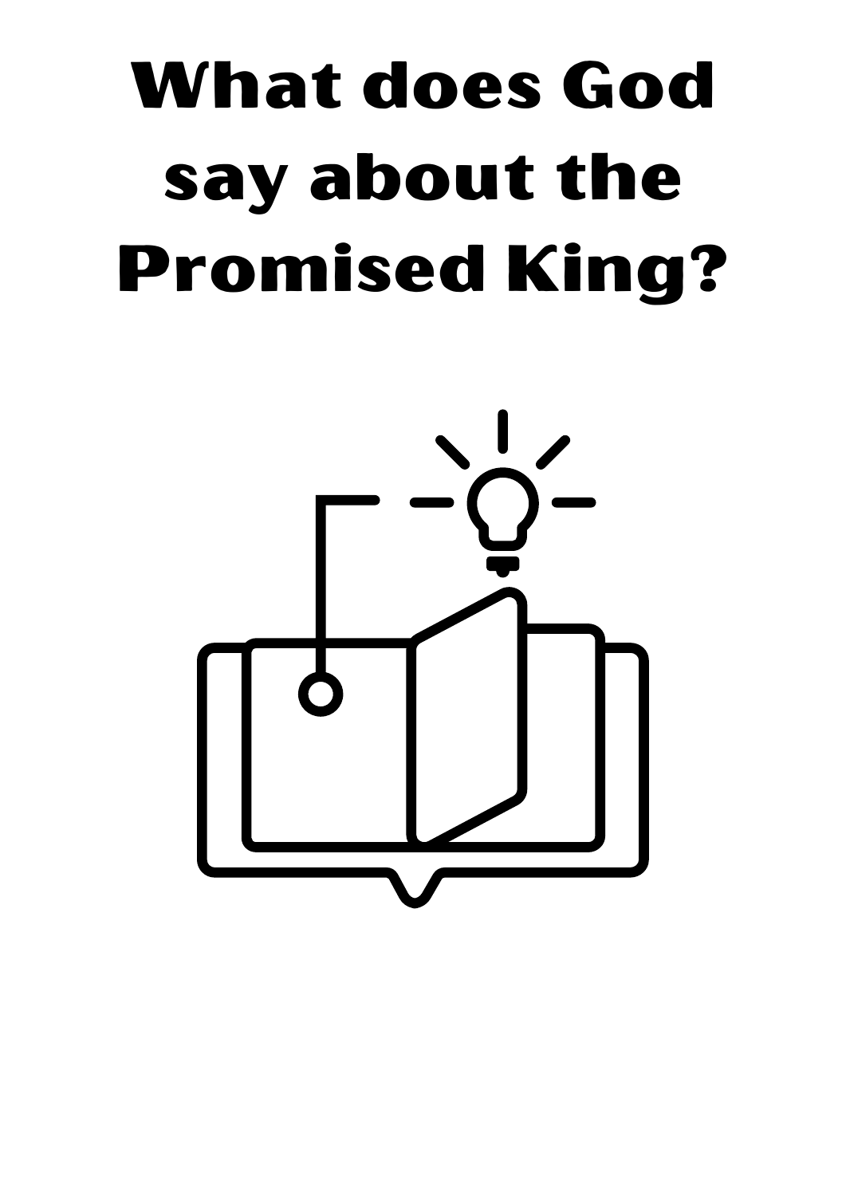# What does God say about the Promised King?